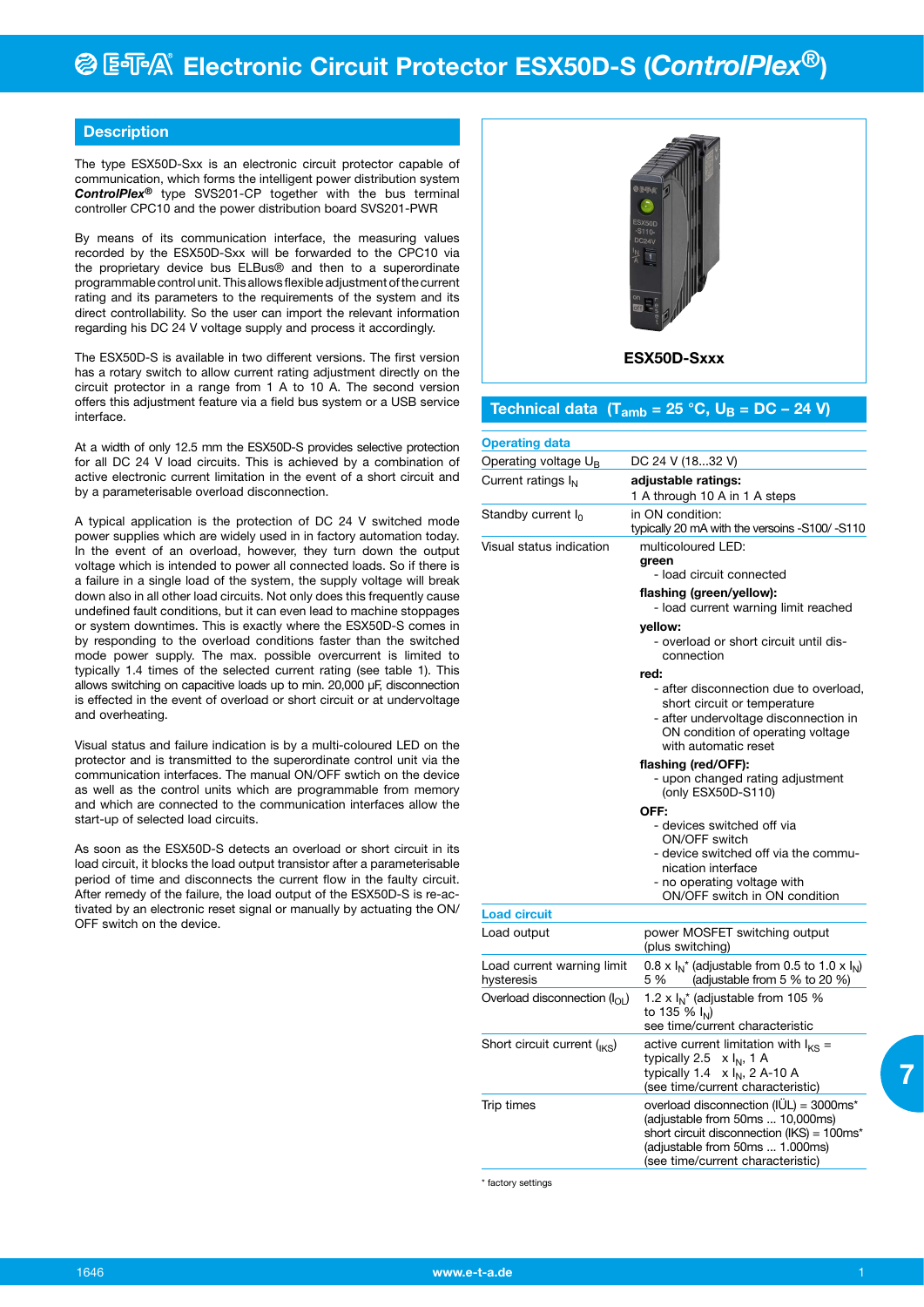# Electronic Circuit Protector ESX50D-S (*ControlPlex*®)

## Description

The type ESX50D-Sxx is an electronic circuit protector capable of communication, which forms the intelligent power distribution system ***ControlPlex***® type SVS201-CP together with the bus terminal controller CPC10 and the power distribution board SVS201-PWR

By means of its communication interface, the measuring values recorded by the ESX50D-Sxx will be forwarded to the CPC10 via the proprietary device bus ELBus® and then to a superordinate programmable control unit. This allows flexible adjustment of the current rating and its parameters to the requirements of the system and its direct controllability. So the user can import the relevant information regarding his DC 24 V voltage supply and process it accordingly.

The ESX50D-S is available in two different versions. The first version has a rotary switch to allow current rating adjustment directly on the circuit protector in a range from 1 A to 10 A. The second version offers this adjustment feature via a field bus system or a USB service interface.

At a width of only 12.5 mm the ESX50D-S provides selective protection for all DC 24 V load circuits. This is achieved by a combination of active electronic current limitation in the event of a short circuit and by a parameterisable overload disconnection.

A typical application is the protection of DC 24 V switched mode power supplies which are widely used in factory automation today. In the event of an overload, however, they turn down the output voltage which is intended to power all connected loads. So if there is a failure in a single load of the system, the supply voltage will break down also in all other load circuits. Not only does this frequently cause undefined fault conditions, but it can even lead to machine stoppages or system downtimes. This is exactly where the ESX50D-S comes in by responding to the overload conditions faster than the switched mode power supply. The max. possible overcurrent is limited to typically 1.4 times of the selected current rating (see table 1). This allows switching on capacitive loads up to min. 20,000 µF, disconnection is effected in the event of overload or short circuit or at undervoltage and overheating.

Visual status and failure indication is by a multi-coloured LED on the protector and is transmitted to the superordinate control unit via the communication interfaces. The manual ON/OFF swtich on the device as well as the control units which are programmable from memory and which are connected to the communication interfaces allow the start-up of selected load circuits.

As soon as the ESX50D-S detects an overload or short circuit in its load circuit, it blocks the load output transistor after a parameterisable period of time and disconnects the current flow in the faulty circuit. After remedy of the failure, the load output of the ESX50D-S is re-activated by an electronic reset signal or manually by actuating the ON/OFF switch on the device.

**ESX50D-Sxxx**

## Technical data ($T_{amb}$ = 25 °C, $U_B$ = DC – 24 V)

| **Operating data** | |
|---|---|
| Operating voltage $U_B$ | DC 24 V (18...32 V) |
| Current ratings $I_N$ | **adjustable ratings:**<br>1 A through 10 A in 1 A steps |
| Standby current $I_0$ | in ON condition:<br>typically 20 mA with the versoins -S100/ -S110 |
| Visual status indication | multicoloured LED:<br>**green**<br>- load circuit connected<br>**flashing (green/yellow):**<br>- load current warning limit reached<br>**yellow:**<br>- overload or short circuit until disconnection<br>**red:**<br>- after disconnection due to overload, short circuit or temperature<br>- after undervoltage disconnection in ON condition of operating voltage with automatic reset<br>**flashing (red/OFF):**<br>- upon changed rating adjustment (only ESX50D-S110)<br>**OFF:**<br>- devices switched off via ON/OFF switch<br>- device switched off via the communication interface<br>- no operating voltage with ON/OFF switch in ON condition |
| **Load circuit** | |
| Load output | power MOSFET switching output (plus switching) |
| Load current warning limit<br>hysteresis | 0.8 x $I_N$* (adjustable from 0.5 to 1.0 x $I_N$)<br>5 % (adjustable from 5 % to 20 %) |
| Overload disconnection ($I_{OL}$) | 1.2 x $I_N$* (adjustable from 105 % to 135 % $I_N$)<br>see time/current characteristic |
| Short circuit current ($I_{KS}$) | active current limitation with $I_{KS}$ =<br>typically 2.5 x $I_N$, 1 A<br>typically 1.4 x $I_N$, 2 A-10 A<br>(see time/current characteristic) |
| Trip times | overload disconnection (IÜL) = 3000ms*<br>(adjustable from 50ms ... 10,000ms)<br>short circuit disconnection (IKS) = 100ms*<br>(adjustable from 50ms ... 1.000ms)<br>(see time/current characteristic) |

* factory settings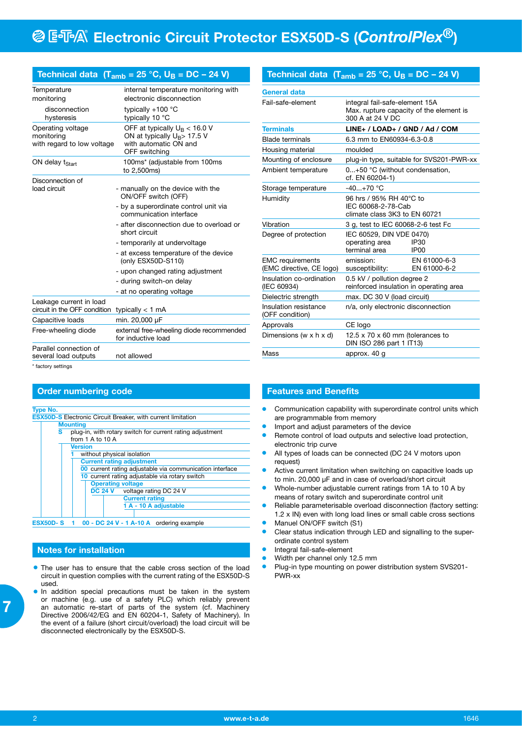# Electronic Circuit Protector ESX50D-S (*ControlPlex®*)

## Technical data ($T_{amb}$ = 25 °C, $U_B$ = DC – 24 V)

| | |
|---|---|
| Temperature monitoring | internal temperature monitoring with electronic disconnection |
| disconnection | typically +100 °C |
| hysteresis | typically 10 °C |
| Operating voltage monitoring with regard to low voltage | OFF at typically $U_B$ < 16.0 V<br>ON at typically $U_B$> 17.5 V<br>with automatic ON and OFF switching |
| ON delay $t_{Start}$ | 100ms* (adjustable from 100ms to 2,500ms) |
| Disconnection of load circuit | - manually on the device with the ON/OFF switch (OFF)<br>- by a superordinate control unit via communication interface<br>- after disconnection due to overload or short circuit<br>- temporarily at undervoltage<br>- at excess temperature of the device (only ESX50D-S110)<br>- upon changed rating adjustment<br>- during switch-on delay<br>- at no operating voltage |
| Leakage current in load circuit in the OFF condition | typically < 1 mA |
| Capacitive loads | min. 20,000 µF |
| Free-wheeling diode | external free-wheeling diode recommended for inductive load |
| Parallel connection of several load outputs | not allowed |

\* factory settings

## Technical data ($T_{amb}$ = 25 °C, $U_B$ = DC – 24 V)

| | |
|---|---|
| **General data** | |
| Fail-safe-element | integral fail-safe-element 15A<br>Max. rupture capacity of the element is 300 A at 24 V DC |
| **Terminals** | **LINE+ / LOAD+ / GND / Ad / COM** |
| Blade terminals | 6.3 mm to EN60934-6.3-0.8 |
| Housing material | moulded |
| Mounting of enclosure | plug-in type, suitable for SVS201-PWR-xx |
| Ambient temperature | 0...+50 °C (without condensation, cf. EN 60204-1) |
| Storage temperature | -40...+70 °C |
| Humidity | 96 hrs / 95% RH 40°C to IEC 60068-2-78-Cab<br>climate class 3K3 to EN 60721 |
| Vibration | 3 g, test to IEC 60068-2-6 test Fc |
| Degree of protection | IEC 60529, DIN VDE 0470)<br>operating area IP30<br>terminal area IP00 |
| EMC requirements (EMC directive, CE logo) | emission: EN 61000-6-3<br>susceptibility: EN 61000-6-2 |
| Insulation co-ordination (IEC 60934) | 0.5 kV / pollution degree 2<br>reinforced insulation in operating area |
| Dielectric strength | max. DC 30 V (load circuit) |
| Insulation resistance (OFF condition) | n/a, only electronic disconnection |
| Approvals | CE logo |
| Dimensions (w x h x d) | 12.5 x 70 x 60 mm (tolerances to DIN ISO 286 part 1 IT13) |
| Mass | approx. 40 g |

## Order numbering code

**Type No.**
**ESX50D-S** Electronic Circuit Breaker, with current limitation

- **Mounting**
  - **S** plug-in, with rotary switch for current rating adjustment from 1 A to 10 A
- **Version**
  - **1** without physical isolation
- **Current rating adjustment**
  - **00** current rating adjustable via communication interface
  - **10** current rating adjustable via rotary switch
- **Operating voltage**
  - **DC 24 V** voltage rating DC 24 V
- **Current rating**
  - **1 A - 10 A adjustable**

**ESX50D- S 1 00 - DC 24 V - 1 A-10 A** ordering example

## Features and Benefits

- Communication capability with superordinate control units which are programmable from memory
- Import and adjust parameters of the device
- Remote control of load outputs and selective load protection, electronic trip curve
- All types of loads can be connected (DC 24 V motors upon request)
- Active current limitation when switching on capacitive loads up to min. 20,000 µF and in case of overload/short circuit
- Whole-number adjustable current ratings from 1A to 10 A by means of rotary switch and superordinate control unit
- Reliable parameterisable overload disconnection (factory setting: 1.2 x IN) even with long load lines or small cable cross sections
- Manuel ON/OFF switch (S1)
- Clear status indication through LED and signalling to the superordinate control system
- Integral fail-safe-element
- Width per channel only 12.5 mm
- Plug-in type mounting on power distribution system SVS201-PWR-xx

## Notes for installation

- The user has to ensure that the cable cross section of the load circuit in question complies with the current rating of the ESX50D-S used.
- In addition special precautions must be taken in the system or machine (e.g. use of a safety PLC) which reliably prevent an automatic re-start of parts of the system (cf. Machinery Directive 2006/42/EG and EN 60204-1, Safety of Machinery). In the event of a failure (short circuit/overload) the load circuit will be disconnected electronically by the ESX50D-S.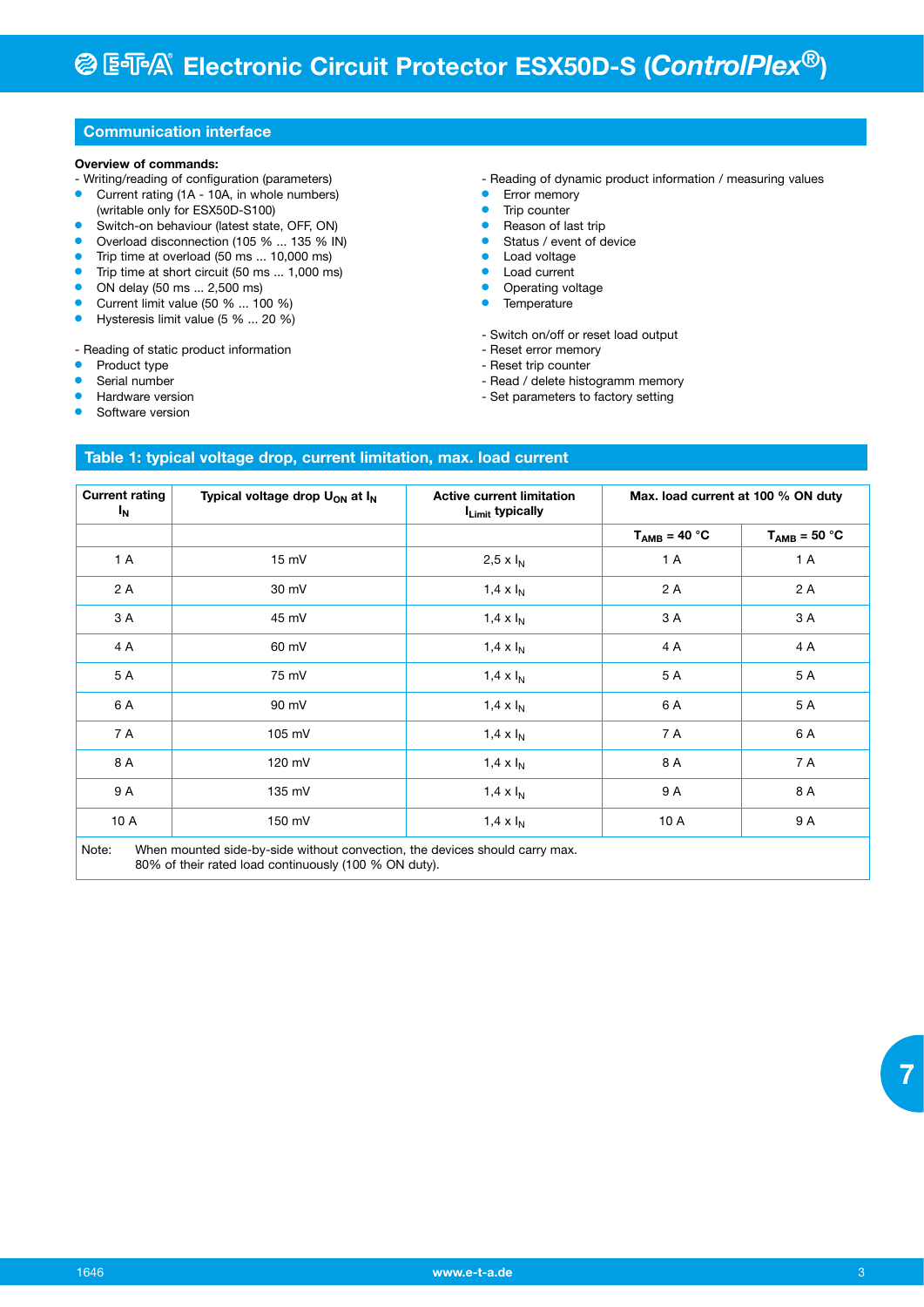## Communication interface

**Overview of commands:**

- Writing/reading of configuration (parameters)
  - Current rating (1A - 10A, in whole numbers) (writable only for ESX50D-S100)
  - Switch-on behaviour (latest state, OFF, ON)
  - Overload disconnection (105 % ... 135 % IN)
  - Trip time at overload (50 ms ... 10,000 ms)
  - Trip time at short circuit (50 ms ... 1,000 ms)
  - ON delay (50 ms ... 2,500 ms)
  - Current limit value (50 % ... 100 %)
  - Hysteresis limit value (5 % ... 20 %)

- Reading of static product information
  - Product type
  - Serial number
  - Hardware version
  - Software version

- Reading of dynamic product information / measuring values
  - Error memory
  - Trip counter
  - Reason of last trip
  - Status / event of device
  - Load voltage
  - Load current
  - Operating voltage
  - Temperature

- Switch on/off or reset load output
- Reset error memory
- Reset trip counter
- Read / delete histogramm memory
- Set parameters to factory setting

## Table 1: typical voltage drop, current limitation, max. load current

| Current rating $I_N$ | Typical voltage drop $U_{ON}$ at $I_N$ | Active current limitation $I_{Limit}$ typically | Max. load current at 100 % ON duty | |
|---|---|---|---|---|
| | | | $T_{AMB}$ = 40 °C | $T_{AMB}$ = 50 °C |
| 1 A | 15 mV | 2,5 x $I_N$ | 1 A | 1 A |
| 2 A | 30 mV | 1,4 x $I_N$ | 2 A | 2 A |
| 3 A | 45 mV | 1,4 x $I_N$ | 3 A | 3 A |
| 4 A | 60 mV | 1,4 x $I_N$ | 4 A | 4 A |
| 5 A | 75 mV | 1,4 x $I_N$ | 5 A | 5 A |
| 6 A | 90 mV | 1,4 x $I_N$ | 6 A | 5 A |
| 7 A | 105 mV | 1,4 x $I_N$ | 7 A | 6 A |
| 8 A | 120 mV | 1,4 x $I_N$ | 8 A | 7 A |
| 9 A | 135 mV | 1,4 x $I_N$ | 9 A | 8 A |
| 10 A | 150 mV | 1,4 x $I_N$ | 10 A | 9 A |

Note: When mounted side-by-side without convection, the devices should carry max. 80% of their rated load continuously (100 % ON duty).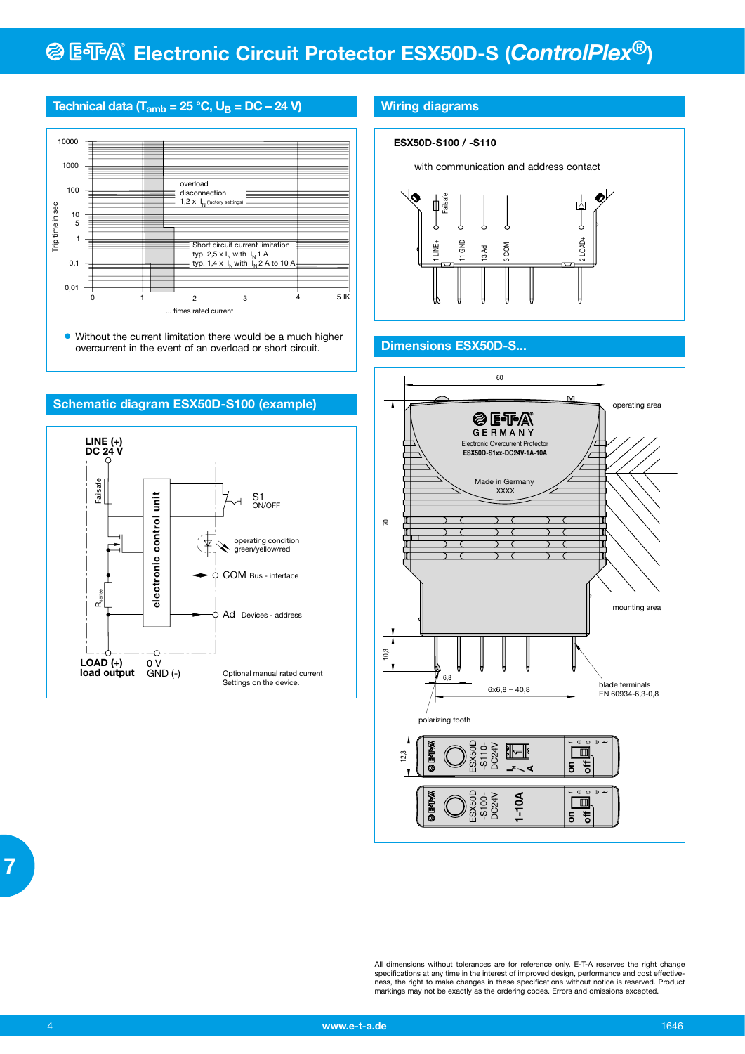# E-T-A Electronic Circuit Protector ESX50D-S (*ControlPlex®*)

## Technical data ($T_{amb}$ = 25 °C, $U_B$ = DC – 24 V)

10000
1000
100
10
5
1
0,1
0,01

Trip time in sec

0
1
2
3
4
5 IK

... times rated current

overload disconnection
1,2 x $I_N$ (factory settings)

Short circuit current limitation
typ. 2,5 x $I_N$ with $I_N$ 1 A
typ. 1,4 x $I_N$ with $I_N$ 2 A to 10 A

- Without the current limitation there would be a much higher overcurrent in the event of an overload or short circuit.

## Schematic diagram ESX50D-S100 (example)

LINE (+)
DC 24 V

Failsafe

electronic control unit

S1
ON/OFF

operating condition
green/yellow/red

COM Bus - interface

$R_{sense}$

Ad Devices - address

LOAD (+)
load output

0 V
GND (-)

Optional manual rated current
Settings on the device.

## Wiring diagrams

**ESX50D-S100 / -S110**

with communication and address contact

Failsafe

1 LINE+
11 GND
13 Ad
3 COM
2 LOAD+

## Dimensions ESX50D-S...

60

operating area

E-T-A GERMANY
Electronic Overcurrent Protector
ESX50D-S1xx-DC24V-1A-10A
Made in Germany
XXXX

70

mounting area

10,3

6,8

6x6,8 = 40,8

blade terminals
EN 60934-6,3-0,8

polarizing tooth

12,3

ESX50D -S110- DC24V
$I_N$ / A
on off reset

ESX50D -S100- DC24V
1-10A
on off reset

All dimensions without tolerances are for reference only. E-T-A reserves the right change specifications at any time in the interest of improved design, performance and cost effectiveness, the right to make changes in these specifications without notice is reserved. Product markings may not be exactly as the ordering codes. Errors and omissions excepted.

www.e-t-a.de